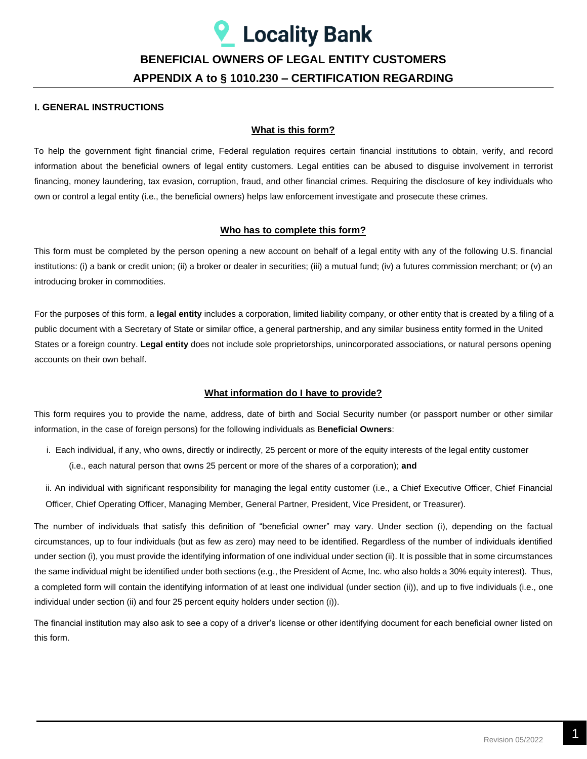# Locality Bank

## BENEFICIAL OWNERS OF LEGAL ENTITY CUSTOMERS

## APPENDIX A to § 1010.230 – CERTIFICATION REGARDING

### I. GENERAL INSTRUCTIONS

**What is this form?**

To help the government fight financial crime, Federal regulation requires certain financial institutions to obtain, verify, and record information about the beneficial owners of legal entity customers. Legal entities can be abused to disguise involvement in terrorist financing, money laundering, tax evasion, corruption, fraud, and other financial crimes. Requiring the disclosure of key individuals who own or control a legal entity (i.e., the beneficial owners) helps law enforcement investigate and prosecute these crimes.

**Who has to complete this form?**

This form must be completed by the person opening a new account on behalf of a legal entity with any of the following U.S. financial institutions: (i) a bank or credit union; (ii) a broker or dealer in securities; (iii) a mutual fund; (iv) a futures commission merchant; or (v) an introducing broker in commodities.

For the purposes of this form, a **legal entity** includes a corporation, limited liability company, or other entity that is created by a filing of a public document with a Secretary of State or similar office, a general partnership, and any similar business entity formed in the United States or a foreign country. **Legal entity** does not include sole proprietorships, unincorporated associations, or natural persons opening accounts on their own behalf.

**What information do I have to provide?**

This form requires you to provide the name, address, date of birth and Social Security number (or passport number or other similar information, in the case of foreign persons) for the following individuals as B**eneficial Owners**:

i. Each individual, if any, who owns, directly or indirectly, 25 percent or more of the equity interests of the legal entity customer (i.e., each natural person that owns 25 percent or more of the shares of a corporation); **and**

ii. An individual with significant responsibility for managing the legal entity customer (i.e., a Chief Executive Officer, Chief Financial Officer, Chief Operating Officer, Managing Member, General Partner, President, Vice President, or Treasurer).

The number of individuals that satisfy this definition of "beneficial owner" may vary. Under section (i), depending on the factual circumstances, up to four individuals (but as few as zero) may need to be identified. Regardless of the number of individuals identified under section (i), you must provide the identifying information of one individual under section (ii). It is possible that in some circumstances the same individual might be identified under both sections (e.g., the President of Acme, Inc. who also holds a 30% equity interest). Thus, a completed form will contain the identifying information of at least one individual (under section (ii)), and up to five individuals (i.e., one individual under section (ii) and four 25 percent equity holders under section (i)).

The financial institution may also ask to see a copy of a driver's license or other identifying document for each beneficial owner listed on this form.

Revision 05/2022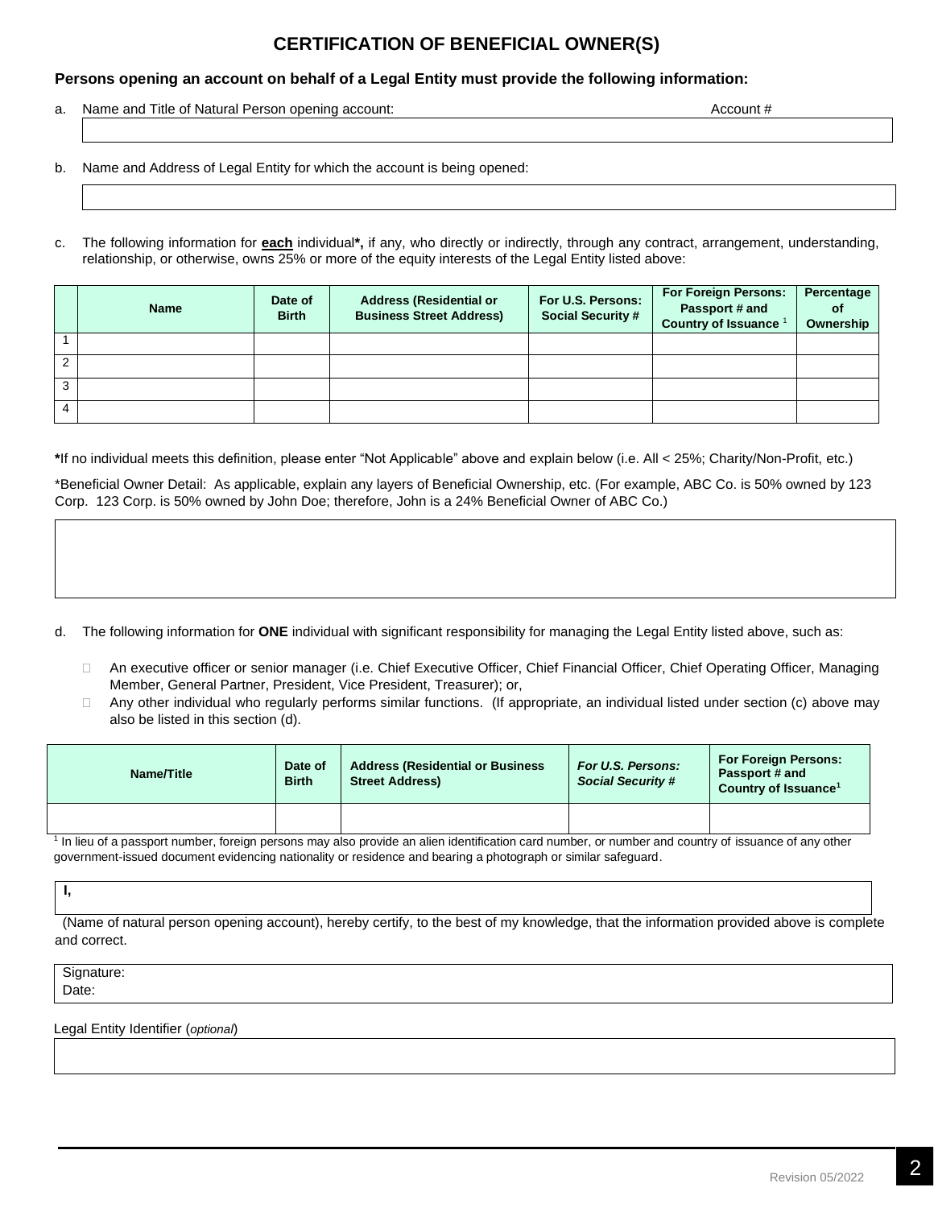# CERTIFICATION OF BENEFICIAL OWNER(S)

**Persons opening an account on behalf of a Legal Entity must provide the following information:**

a. Name and Title of Natural Person opening account: Account #

b. Name and Address of Legal Entity for which the account is being opened:

c. The following information for **each** individual**\***, if any, who directly or indirectly, through any contract, arrangement, understanding, relationship, or otherwise, owns 25% or more of the equity interests of the Legal Entity listed above:

| | Name | Date of Birth | Address (Residential or Business Street Address) | For U.S. Persons: Social Security # | For Foreign Persons: Passport # and Country of Issuance [1] | Percentage of Ownership |
|---|---|---|---|---|---|---|
| 1 | | | | | | |
| 2 | | | | | | |
| 3 | | | | | | |
| 4 | | | | | | |

**\***If no individual meets this definition, please enter "Not Applicable" above and explain below (i.e. All < 25%; Charity/Non-Profit, etc.)

\*Beneficial Owner Detail: As applicable, explain any layers of Beneficial Ownership, etc. (For example, ABC Co. is 50% owned by 123 Corp. 123 Corp. is 50% owned by John Doe; therefore, John is a 24% Beneficial Owner of ABC Co.)

d. The following information for **ONE** individual with significant responsibility for managing the Legal Entity listed above, such as:

- An executive officer or senior manager (i.e. Chief Executive Officer, Chief Financial Officer, Chief Operating Officer, Managing Member, General Partner, President, Vice President, Treasurer); or,
- Any other individual who regularly performs similar functions. (If appropriate, an individual listed under section (c) above may also be listed in this section (d).

| Name/Title | Date of Birth | Address (Residential or Business Street Address) | *For U.S. Persons: Social Security #* | For Foreign Persons: Passport # and Country of Issuance[1] |
|---|---|---|---|---|
| | | | | |

[1] In lieu of a passport number, foreign persons may also provide an alien identification card number, or number and country of issuance of any other government-issued document evidencing nationality or residence and bearing a photograph or similar safeguard.

**I,**

(Name of natural person opening account), hereby certify, to the best of my knowledge, that the information provided above is complete and correct.

Signature:
Date:

Legal Entity Identifier (*optional*)

Revision 05/2022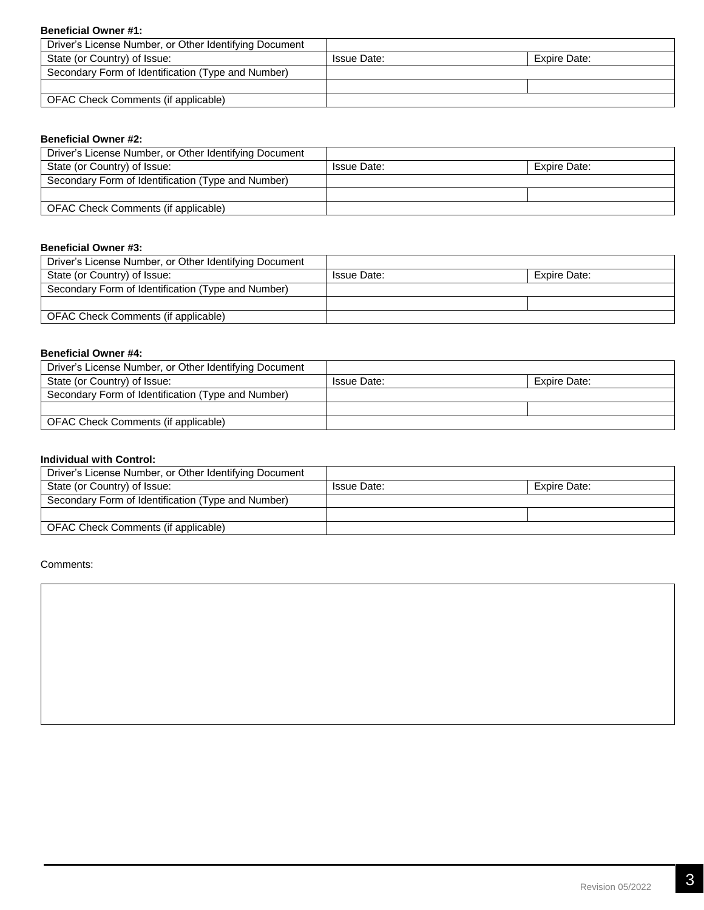**Beneficial Owner #1:**

| | | |
|---|---|---|
| Driver's License Number, or Other Identifying Document | | |
| State (or Country) of Issue: | Issue Date: | Expire Date: |
| Secondary Form of Identification (Type and Number) | | |
| | | |
| OFAC Check Comments (if applicable) | | |

**Beneficial Owner #2:**

| | | |
|---|---|---|
| Driver's License Number, or Other Identifying Document | | |
| State (or Country) of Issue: | Issue Date: | Expire Date: |
| Secondary Form of Identification (Type and Number) | | |
| | | |
| OFAC Check Comments (if applicable) | | |

**Beneficial Owner #3:**

| | | |
|---|---|---|
| Driver's License Number, or Other Identifying Document | | |
| State (or Country) of Issue: | Issue Date: | Expire Date: |
| Secondary Form of Identification (Type and Number) | | |
| | | |
| OFAC Check Comments (if applicable) | | |

**Beneficial Owner #4:**

| | | |
|---|---|---|
| Driver's License Number, or Other Identifying Document | | |
| State (or Country) of Issue: | Issue Date: | Expire Date: |
| Secondary Form of Identification (Type and Number) | | |
| | | |
| OFAC Check Comments (if applicable) | | |

**Individual with Control:**

| | | |
|---|---|---|
| Driver's License Number, or Other Identifying Document | | |
| State (or Country) of Issue: | Issue Date: | Expire Date: |
| Secondary Form of Identification (Type and Number) | | |
| | | |
| OFAC Check Comments (if applicable) | | |

Comments:

| |
|---|
| |

Revision 05/2022